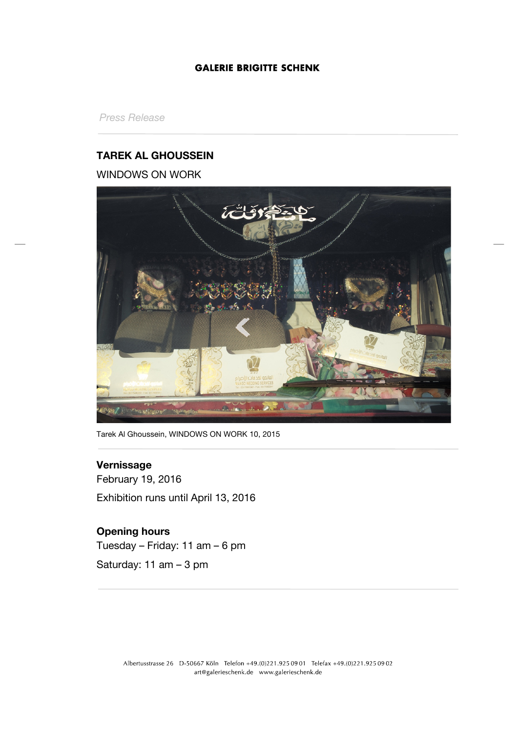GALERIE BRIGITTE SCHENK

*Press Release*

## TAREK AL GHOUSSEIN

WINDOWS ON WORK

Tarek Al Ghoussein, WINDOWS ON WORK 10, 2015

**Vernissage**
February 19, 2016

Exhibition runs until April 13, 2016

**Opening hours**
Tuesday – Friday: 11 am – 6 pm

Saturday: 11 am – 3 pm

Albertusstrasse 26 D-50667 Köln Telefon +49.(0)221.925 09 01 Telefax +49.(0)221.925 09 02
art@galerieschenk.de www.galerieschenk.de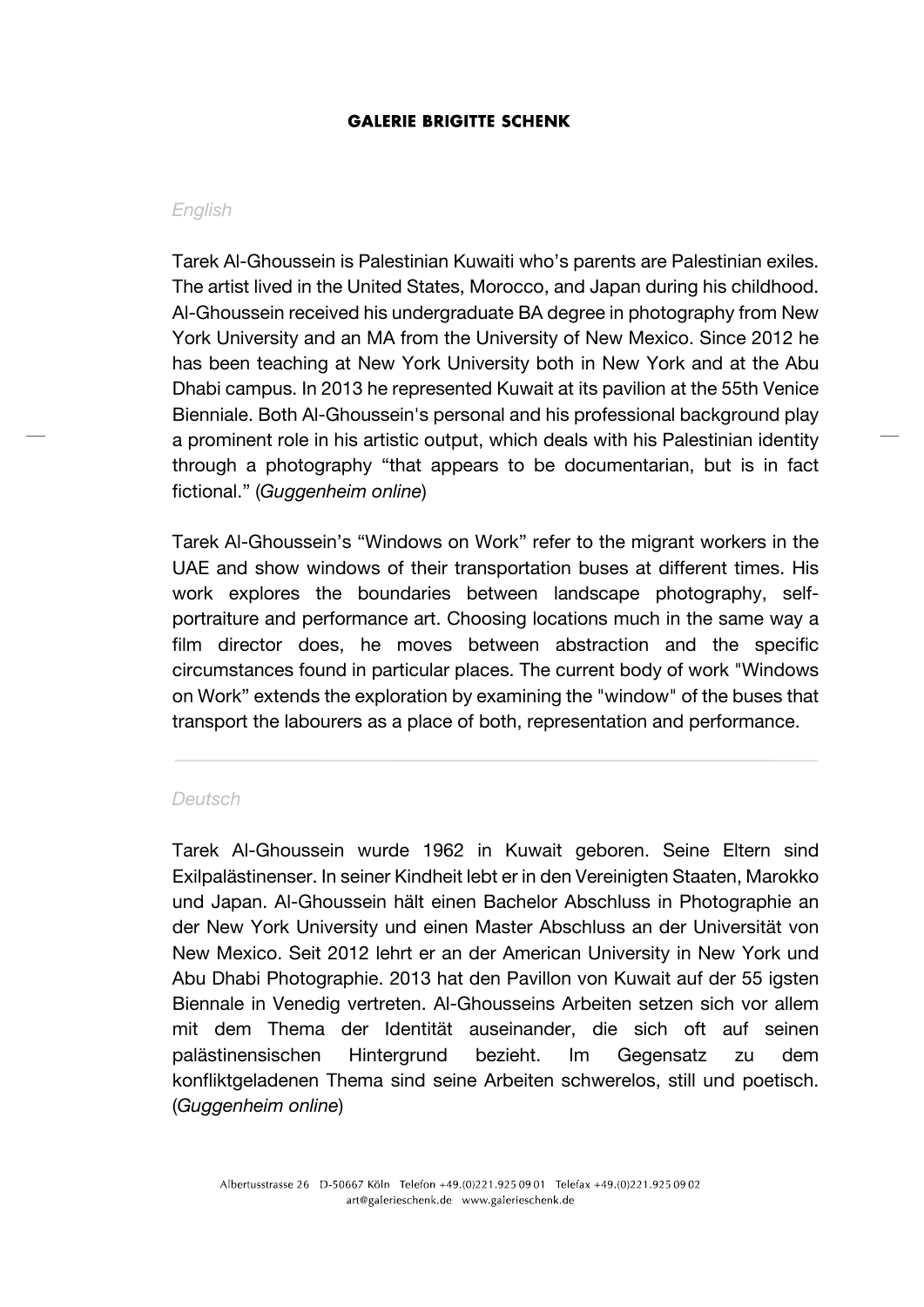# GALERIE BRIGITTE SCHENK

*English*

Tarek Al-Ghoussein is Palestinian Kuwaiti who's parents are Palestinian exiles. The artist lived in the United States, Morocco, and Japan during his childhood. Al-Ghoussein received his undergraduate BA degree in photography from New York University and an MA from the University of New Mexico. Since 2012 he has been teaching at New York University both in New York and at the Abu Dhabi campus. In 2013 he represented Kuwait at its pavilion at the 55th Venice Bienniale. Both Al-Ghoussein's personal and his professional background play a prominent role in his artistic output, which deals with his Palestinian identity through a photography "that appears to be documentarian, but is in fact fictional." (*Guggenheim online*)

Tarek Al-Ghoussein's "Windows on Work" refer to the migrant workers in the UAE and show windows of their transportation buses at different times. His work explores the boundaries between landscape photography, self-portraiture and performance art. Choosing locations much in the same way a film director does, he moves between abstraction and the specific circumstances found in particular places. The current body of work "Windows on Work" extends the exploration by examining the "window" of the buses that transport the labourers as a place of both, representation and performance.

---

*Deutsch*

Tarek Al-Ghoussein wurde 1962 in Kuwait geboren. Seine Eltern sind Exilpalästinenser. In seiner Kindheit lebt er in den Vereinigten Staaten, Marokko und Japan. Al-Ghoussein hält einen Bachelor Abschluss in Photographie an der New York University und einen Master Abschluss an der Universität von New Mexico. Seit 2012 lehrt er an der American University in New York und Abu Dhabi Photographie. 2013 hat den Pavillon von Kuwait auf der 55 igsten Biennale in Venedig vertreten. Al-Ghousseins Arbeiten setzen sich vor allem mit dem Thema der Identität auseinander, die sich oft auf seinen palästinensischen Hintergrund bezieht. Im Gegensatz zu dem konfliktgeladenen Thema sind seine Arbeiten schwerelos, still und poetisch. (*Guggenheim online*)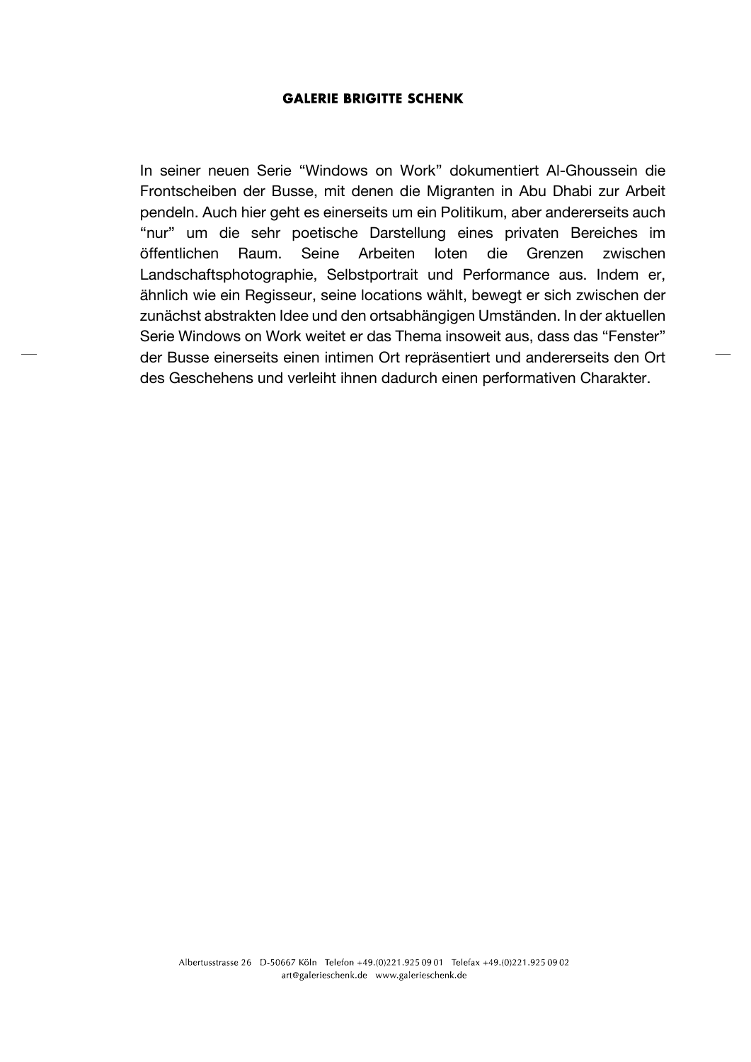In seiner neuen Serie “Windows on Work” dokumentiert Al-Ghoussein die Frontscheiben der Busse, mit denen die Migranten in Abu Dhabi zur Arbeit pendeln. Auch hier geht es einerseits um ein Politikum, aber andererseits auch “nur” um die sehr poetische Darstellung eines privaten Bereiches im öffentlichen Raum. Seine Arbeiten loten die Grenzen zwischen Landschaftsphotographie, Selbstportrait und Performance aus. Indem er, ähnlich wie ein Regisseur, seine locations wählt, bewegt er sich zwischen der zunächst abstrakten Idee und den ortsabhängigen Umständen. In der aktuellen Serie Windows on Work weitet er das Thema insoweit aus, dass das “Fenster” der Busse einerseits einen intimen Ort repräsentiert und andererseits den Ort des Geschehens und verleiht ihnen dadurch einen performativen Charakter.